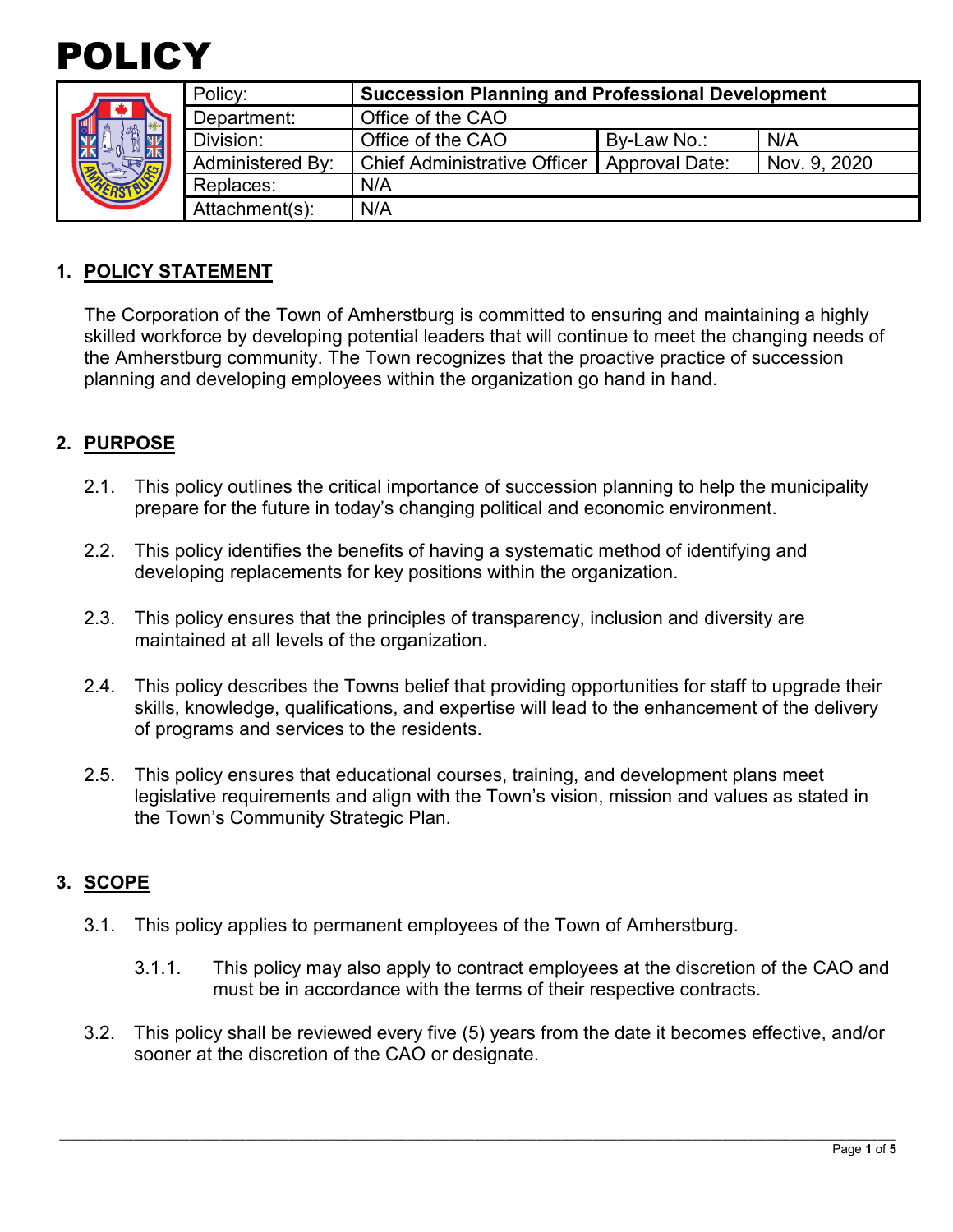# POLICY

| Policy: | Succession Planning and Professional Development | | |
|---|---|---|---|
| Department: | Office of the CAO | | |
| Division: | Office of the CAO | By-Law No.: | N/A |
| Administered By: | Chief Administrative Officer | Approval Date: | Nov. 9, 2020 |
| Replaces: | N/A | | |
| Attachment(s): | N/A | | |

## 1. POLICY STATEMENT

The Corporation of the Town of Amherstburg is committed to ensuring and maintaining a highly skilled workforce by developing potential leaders that will continue to meet the changing needs of the Amherstburg community. The Town recognizes that the proactive practice of succession planning and developing employees within the organization go hand in hand.

## 2. PURPOSE

2.1. This policy outlines the critical importance of succession planning to help the municipality prepare for the future in today's changing political and economic environment.

2.2. This policy identifies the benefits of having a systematic method of identifying and developing replacements for key positions within the organization.

2.3. This policy ensures that the principles of transparency, inclusion and diversity are maintained at all levels of the organization.

2.4. This policy describes the Towns belief that providing opportunities for staff to upgrade their skills, knowledge, qualifications, and expertise will lead to the enhancement of the delivery of programs and services to the residents.

2.5. This policy ensures that educational courses, training, and development plans meet legislative requirements and align with the Town's vision, mission and values as stated in the Town's Community Strategic Plan.

## 3. SCOPE

3.1. This policy applies to permanent employees of the Town of Amherstburg.

3.1.1. This policy may also apply to contract employees at the discretion of the CAO and must be in accordance with the terms of their respective contracts.

3.2. This policy shall be reviewed every five (5) years from the date it becomes effective, and/or sooner at the discretion of the CAO or designate.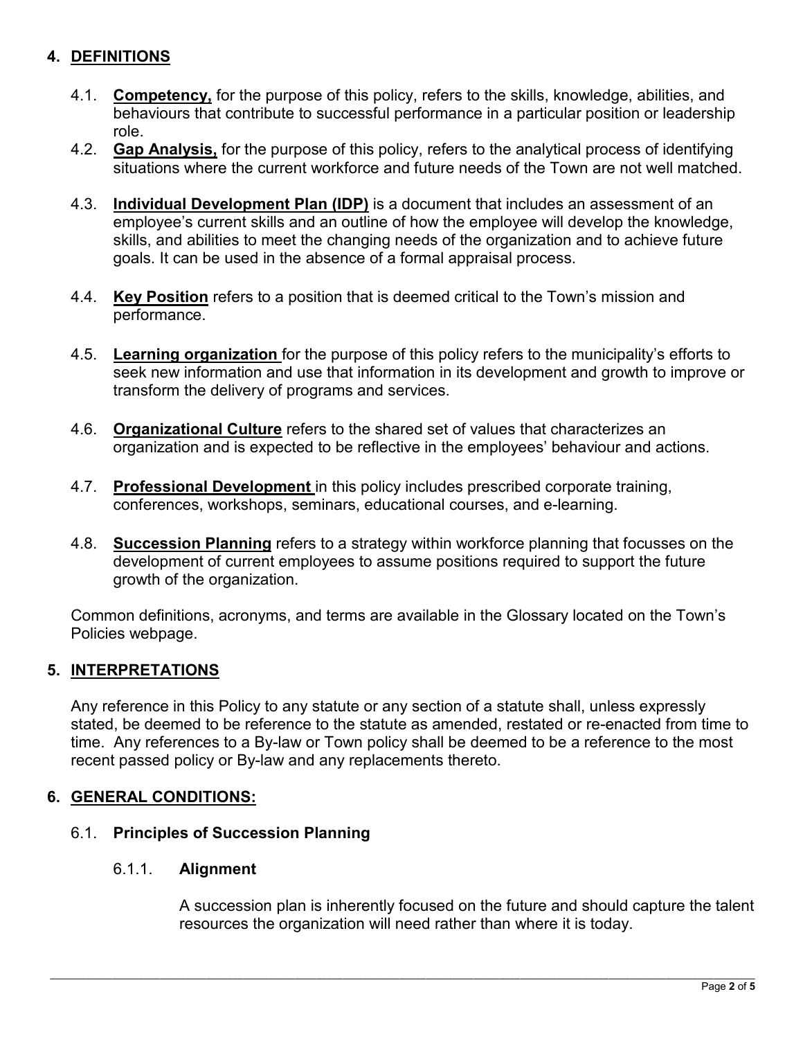## 4. DEFINITIONS

4.1. **Competency,** for the purpose of this policy, refers to the skills, knowledge, abilities, and behaviours that contribute to successful performance in a particular position or leadership role.

4.2. **Gap Analysis,** for the purpose of this policy, refers to the analytical process of identifying situations where the current workforce and future needs of the Town are not well matched.

4.3. **Individual Development Plan (IDP)** is a document that includes an assessment of an employee's current skills and an outline of how the employee will develop the knowledge, skills, and abilities to meet the changing needs of the organization and to achieve future goals. It can be used in the absence of a formal appraisal process.

4.4. **Key Position** refers to a position that is deemed critical to the Town's mission and performance.

4.5. **Learning organization** for the purpose of this policy refers to the municipality's efforts to seek new information and use that information in its development and growth to improve or transform the delivery of programs and services.

4.6. **Organizational Culture** refers to the shared set of values that characterizes an organization and is expected to be reflective in the employees' behaviour and actions.

4.7. **Professional Development** in this policy includes prescribed corporate training, conferences, workshops, seminars, educational courses, and e-learning.

4.8. **Succession Planning** refers to a strategy within workforce planning that focusses on the development of current employees to assume positions required to support the future growth of the organization.

Common definitions, acronyms, and terms are available in the Glossary located on the Town's Policies webpage.

## 5. INTERPRETATIONS

Any reference in this Policy to any statute or any section of a statute shall, unless expressly stated, be deemed to be reference to the statute as amended, restated or re-enacted from time to time. Any references to a By-law or Town policy shall be deemed to be a reference to the most recent passed policy or By-law and any replacements thereto.

## 6. GENERAL CONDITIONS:

### 6.1. Principles of Succession Planning

#### 6.1.1. Alignment

A succession plan is inherently focused on the future and should capture the talent resources the organization will need rather than where it is today.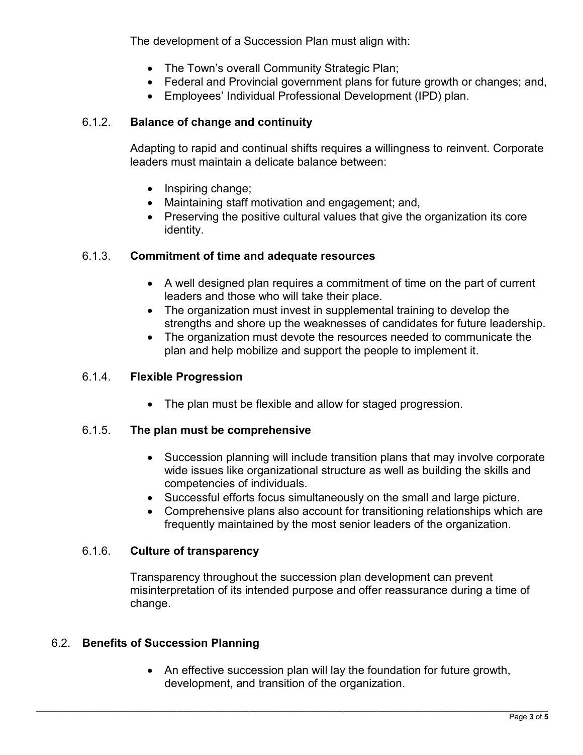The development of a Succession Plan must align with:

- The Town's overall Community Strategic Plan;
- Federal and Provincial government plans for future growth or changes; and,
- Employees' Individual Professional Development (IPD) plan.

#### 6.1.2. **Balance of change and continuity**

Adapting to rapid and continual shifts requires a willingness to reinvent. Corporate leaders must maintain a delicate balance between:

- Inspiring change;
- Maintaining staff motivation and engagement; and,
- Preserving the positive cultural values that give the organization its core identity.

#### 6.1.3. **Commitment of time and adequate resources**

- A well designed plan requires a commitment of time on the part of current leaders and those who will take their place.
- The organization must invest in supplemental training to develop the strengths and shore up the weaknesses of candidates for future leadership.
- The organization must devote the resources needed to communicate the plan and help mobilize and support the people to implement it.

#### 6.1.4. **Flexible Progression**

- The plan must be flexible and allow for staged progression.

#### 6.1.5. **The plan must be comprehensive**

- Succession planning will include transition plans that may involve corporate wide issues like organizational structure as well as building the skills and competencies of individuals.
- Successful efforts focus simultaneously on the small and large picture.
- Comprehensive plans also account for transitioning relationships which are frequently maintained by the most senior leaders of the organization.

#### 6.1.6. **Culture of transparency**

Transparency throughout the succession plan development can prevent misinterpretation of its intended purpose and offer reassurance during a time of change.

### 6.2. **Benefits of Succession Planning**

- An effective succession plan will lay the foundation for future growth, development, and transition of the organization.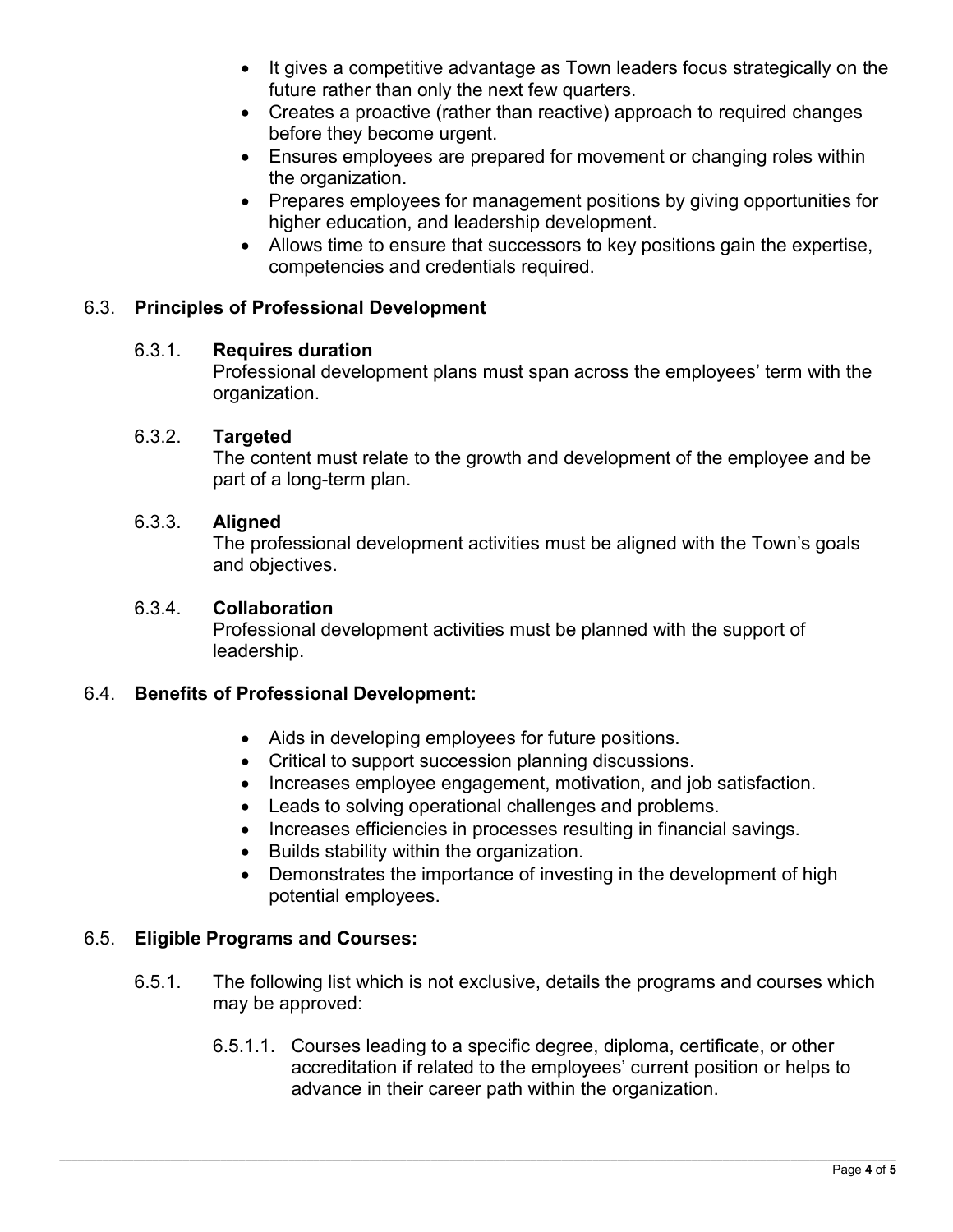- It gives a competitive advantage as Town leaders focus strategically on the future rather than only the next few quarters.
- Creates a proactive (rather than reactive) approach to required changes before they become urgent.
- Ensures employees are prepared for movement or changing roles within the organization.
- Prepares employees for management positions by giving opportunities for higher education, and leadership development.
- Allows time to ensure that successors to key positions gain the expertise, competencies and credentials required.

## 6.3. **Principles of Professional Development**

### 6.3.1. **Requires duration**

Professional development plans must span across the employees' term with the organization.

### 6.3.2. **Targeted**

The content must relate to the growth and development of the employee and be part of a long-term plan.

### 6.3.3. **Aligned**

The professional development activities must be aligned with the Town's goals and objectives.

### 6.3.4. **Collaboration**

Professional development activities must be planned with the support of leadership.

## 6.4. **Benefits of Professional Development:**

- Aids in developing employees for future positions.
- Critical to support succession planning discussions.
- Increases employee engagement, motivation, and job satisfaction.
- Leads to solving operational challenges and problems.
- Increases efficiencies in processes resulting in financial savings.
- Builds stability within the organization.
- Demonstrates the importance of investing in the development of high potential employees.

## 6.5. **Eligible Programs and Courses:**

6.5.1. The following list which is not exclusive, details the programs and courses which may be approved:

6.5.1.1. Courses leading to a specific degree, diploma, certificate, or other accreditation if related to the employees' current position or helps to advance in their career path within the organization.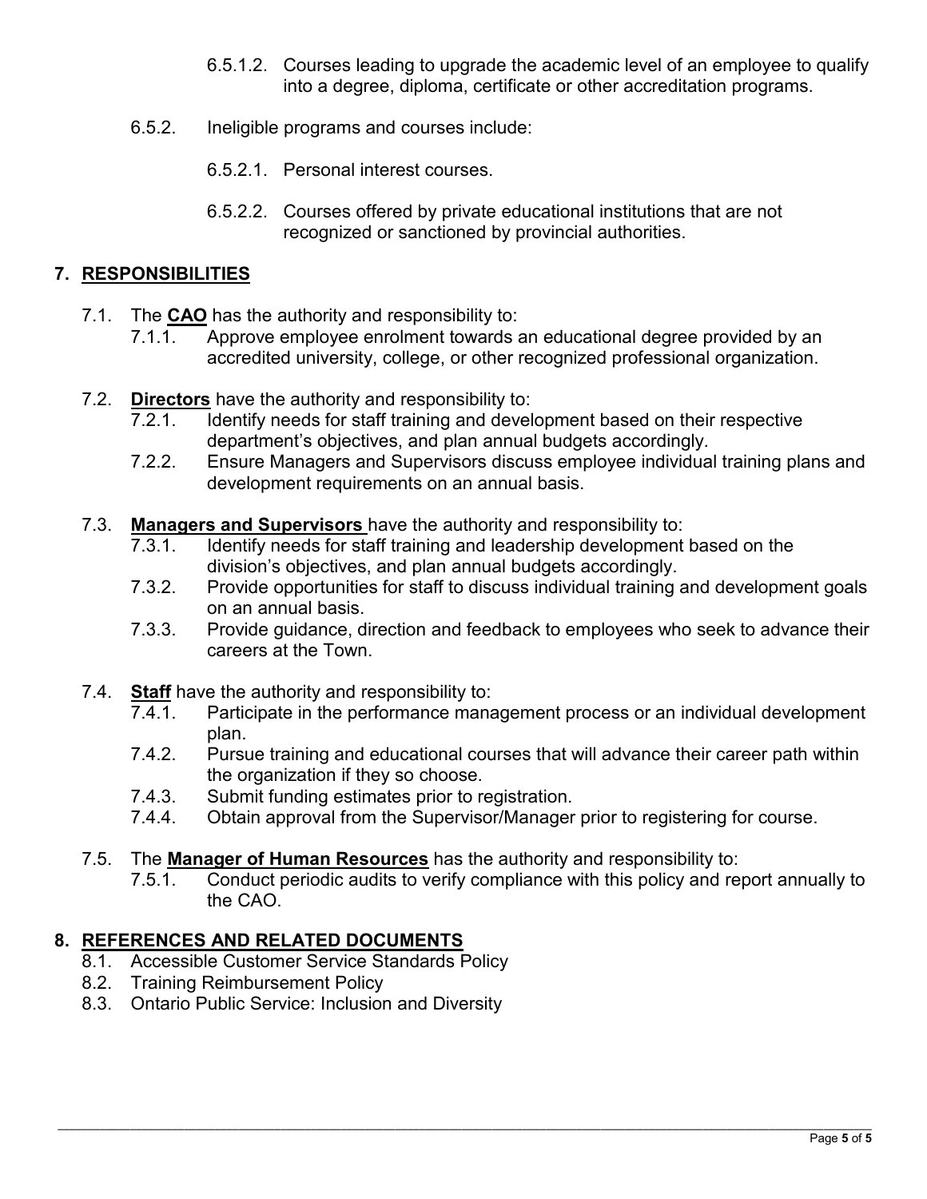6.5.1.2. Courses leading to upgrade the academic level of an employee to qualify into a degree, diploma, certificate or other accreditation programs.

6.5.2. Ineligible programs and courses include:

6.5.2.1. Personal interest courses.

6.5.2.2. Courses offered by private educational institutions that are not recognized or sanctioned by provincial authorities.

## 7. RESPONSIBILITIES

7.1. The **CAO** has the authority and responsibility to:

7.1.1. Approve employee enrolment towards an educational degree provided by an accredited university, college, or other recognized professional organization.

7.2. **Directors** have the authority and responsibility to:

7.2.1. Identify needs for staff training and development based on their respective department's objectives, and plan annual budgets accordingly.

7.2.2. Ensure Managers and Supervisors discuss employee individual training plans and development requirements on an annual basis.

7.3. **Managers and Supervisors** have the authority and responsibility to:

7.3.1. Identify needs for staff training and leadership development based on the division's objectives, and plan annual budgets accordingly.

7.3.2. Provide opportunities for staff to discuss individual training and development goals on an annual basis.

7.3.3. Provide guidance, direction and feedback to employees who seek to advance their careers at the Town.

7.4. **Staff** have the authority and responsibility to:

7.4.1. Participate in the performance management process or an individual development plan.

7.4.2. Pursue training and educational courses that will advance their career path within the organization if they so choose.

7.4.3. Submit funding estimates prior to registration.

7.4.4. Obtain approval from the Supervisor/Manager prior to registering for course.

7.5. The **Manager of Human Resources** has the authority and responsibility to:

7.5.1. Conduct periodic audits to verify compliance with this policy and report annually to the CAO.

## 8. REFERENCES AND RELATED DOCUMENTS

8.1. Accessible Customer Service Standards Policy

8.2. Training Reimbursement Policy

8.3. Ontario Public Service: Inclusion and Diversity